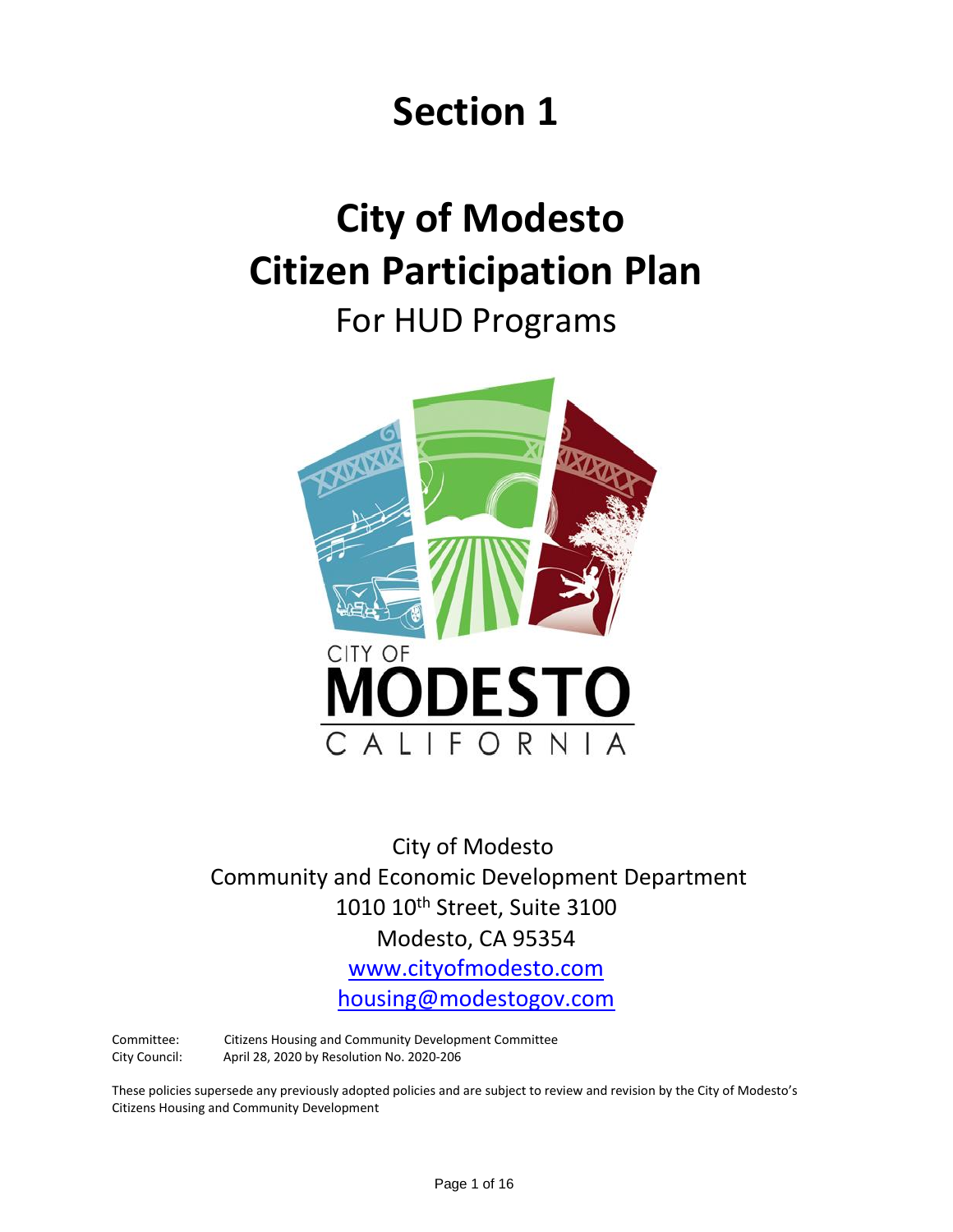# Section 1

# City of Modesto Citizen Participation Plan

## For HUD Programs

City of Modesto
Community and Economic Development Department
1010 10th Street, Suite 3100
Modesto, CA 95354
www.cityofmodesto.com
housing@modestogov.com

Committee: Citizens Housing and Community Development Committee
City Council: April 28, 2020 by Resolution No. 2020-206

These policies supersede any previously adopted policies and are subject to review and revision by the City of Modesto's Citizens Housing and Community Development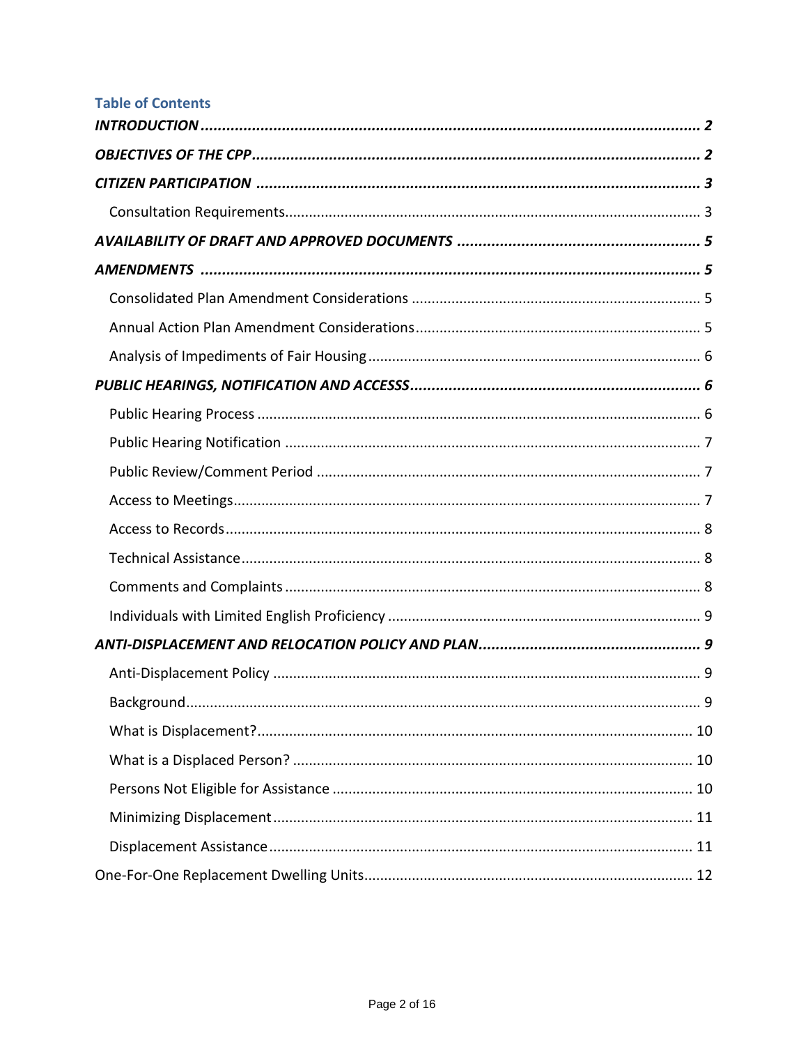## Table of Contents

***INTRODUCTION*** ..... **2**

***OBJECTIVES OF THE CPP*** ..... **2**

***CITIZEN PARTICIPATION*** ..... **3**

- Consultation Requirements ..... 3

***AVAILABILITY OF DRAFT AND APPROVED DOCUMENTS*** ..... **5**

***AMENDMENTS*** ..... **5**

- Consolidated Plan Amendment Considerations ..... 5
- Annual Action Plan Amendment Considerations ..... 5
- Analysis of Impediments of Fair Housing ..... 6

***PUBLIC HEARINGS, NOTIFICATION AND ACCESSS*** ..... **6**

- Public Hearing Process ..... 6
- Public Hearing Notification ..... 7
- Public Review/Comment Period ..... 7
- Access to Meetings ..... 7
- Access to Records ..... 8
- Technical Assistance ..... 8
- Comments and Complaints ..... 8
- Individuals with Limited English Proficiency ..... 9

***ANTI-DISPLACEMENT AND RELOCATION POLICY AND PLAN*** ..... **9**

- Anti-Displacement Policy ..... 9
- Background ..... 9
- What is Displacement? ..... 10
- What is a Displaced Person? ..... 10
- Persons Not Eligible for Assistance ..... 10
- Minimizing Displacement ..... 11
- Displacement Assistance ..... 11

One-For-One Replacement Dwelling Units ..... 12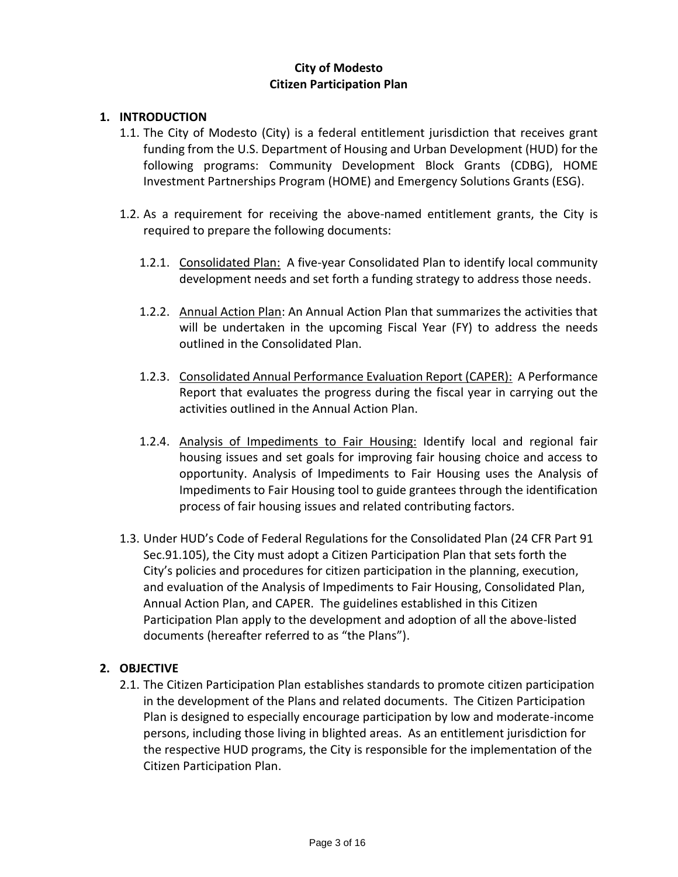**City of Modesto**
**Citizen Participation Plan**

## 1. INTRODUCTION

1.1. The City of Modesto (City) is a federal entitlement jurisdiction that receives grant funding from the U.S. Department of Housing and Urban Development (HUD) for the following programs: Community Development Block Grants (CDBG), HOME Investment Partnerships Program (HOME) and Emergency Solutions Grants (ESG).

1.2. As a requirement for receiving the above-named entitlement grants, the City is required to prepare the following documents:

1.2.1. <u>Consolidated Plan:</u> A five-year Consolidated Plan to identify local community development needs and set forth a funding strategy to address those needs.

1.2.2. <u>Annual Action Plan</u>: An Annual Action Plan that summarizes the activities that will be undertaken in the upcoming Fiscal Year (FY) to address the needs outlined in the Consolidated Plan.

1.2.3. <u>Consolidated Annual Performance Evaluation Report (CAPER):</u> A Performance Report that evaluates the progress during the fiscal year in carrying out the activities outlined in the Annual Action Plan.

1.2.4. <u>Analysis of Impediments to Fair Housing:</u> Identify local and regional fair housing issues and set goals for improving fair housing choice and access to opportunity. Analysis of Impediments to Fair Housing uses the Analysis of Impediments to Fair Housing tool to guide grantees through the identification process of fair housing issues and related contributing factors.

1.3. Under HUD's Code of Federal Regulations for the Consolidated Plan (24 CFR Part 91 Sec.91.105), the City must adopt a Citizen Participation Plan that sets forth the City's policies and procedures for citizen participation in the planning, execution, and evaluation of the Analysis of Impediments to Fair Housing, Consolidated Plan, Annual Action Plan, and CAPER. The guidelines established in this Citizen Participation Plan apply to the development and adoption of all the above-listed documents (hereafter referred to as "the Plans").

## 2. OBJECTIVE

2.1. The Citizen Participation Plan establishes standards to promote citizen participation in the development of the Plans and related documents. The Citizen Participation Plan is designed to especially encourage participation by low and moderate-income persons, including those living in blighted areas. As an entitlement jurisdiction for the respective HUD programs, the City is responsible for the implementation of the Citizen Participation Plan.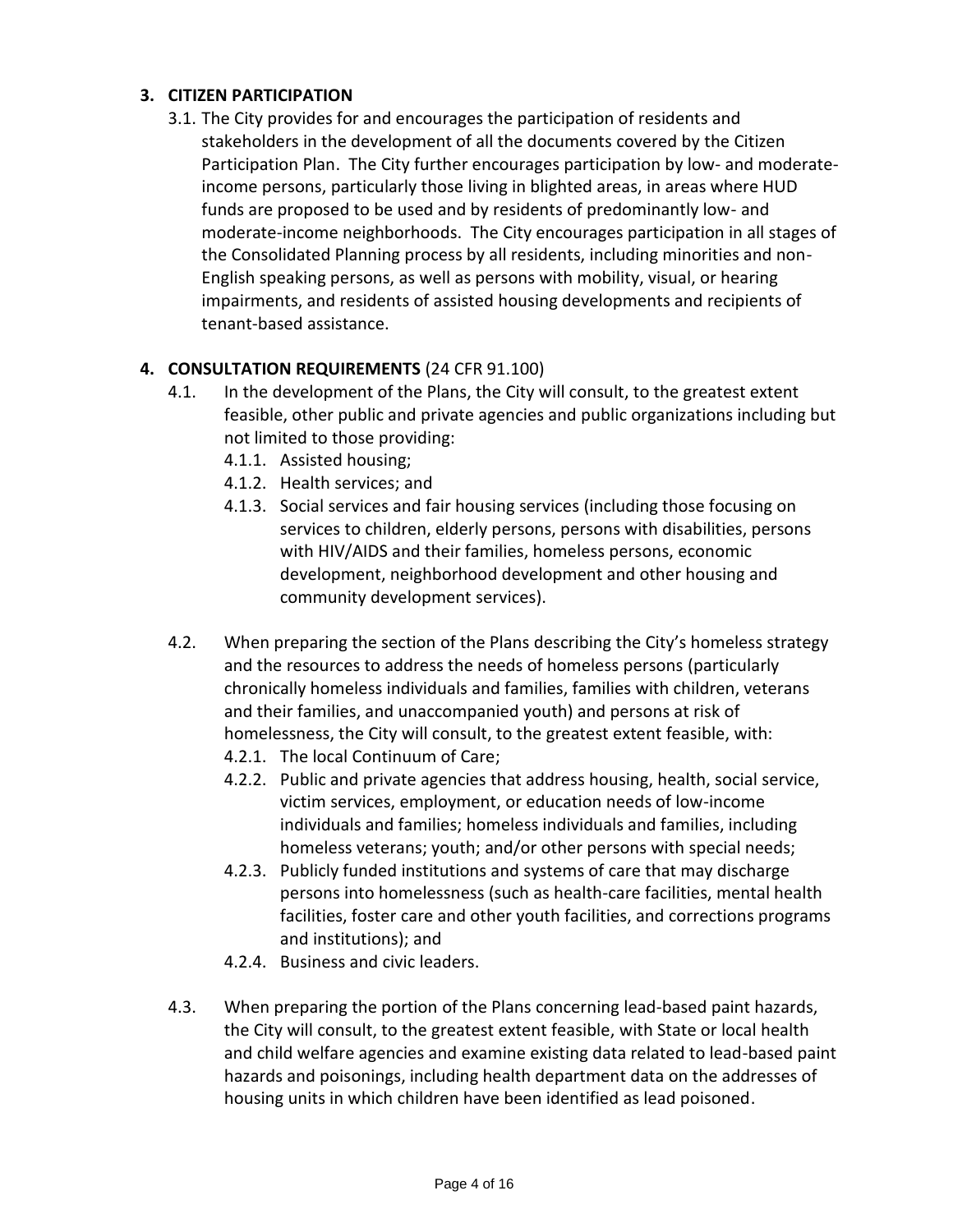## 3. CITIZEN PARTICIPATION

3.1. The City provides for and encourages the participation of residents and stakeholders in the development of all the documents covered by the Citizen Participation Plan. The City further encourages participation by low- and moderate-income persons, particularly those living in blighted areas, in areas where HUD funds are proposed to be used and by residents of predominantly low- and moderate-income neighborhoods. The City encourages participation in all stages of the Consolidated Planning process by all residents, including minorities and non-English speaking persons, as well as persons with mobility, visual, or hearing impairments, and residents of assisted housing developments and recipients of tenant-based assistance.

## 4. CONSULTATION REQUIREMENTS (24 CFR 91.100)

4.1. In the development of the Plans, the City will consult, to the greatest extent feasible, other public and private agencies and public organizations including but not limited to those providing:

- 4.1.1. Assisted housing;
- 4.1.2. Health services; and
- 4.1.3. Social services and fair housing services (including those focusing on services to children, elderly persons, persons with disabilities, persons with HIV/AIDS and their families, homeless persons, economic development, neighborhood development and other housing and community development services).

4.2. When preparing the section of the Plans describing the City's homeless strategy and the resources to address the needs of homeless persons (particularly chronically homeless individuals and families, families with children, veterans and their families, and unaccompanied youth) and persons at risk of homelessness, the City will consult, to the greatest extent feasible, with:

- 4.2.1. The local Continuum of Care;
- 4.2.2. Public and private agencies that address housing, health, social service, victim services, employment, or education needs of low-income individuals and families; homeless individuals and families, including homeless veterans; youth; and/or other persons with special needs;
- 4.2.3. Publicly funded institutions and systems of care that may discharge persons into homelessness (such as health-care facilities, mental health facilities, foster care and other youth facilities, and corrections programs and institutions); and
- 4.2.4. Business and civic leaders.

4.3. When preparing the portion of the Plans concerning lead-based paint hazards, the City will consult, to the greatest extent feasible, with State or local health and child welfare agencies and examine existing data related to lead-based paint hazards and poisonings, including health department data on the addresses of housing units in which children have been identified as lead poisoned.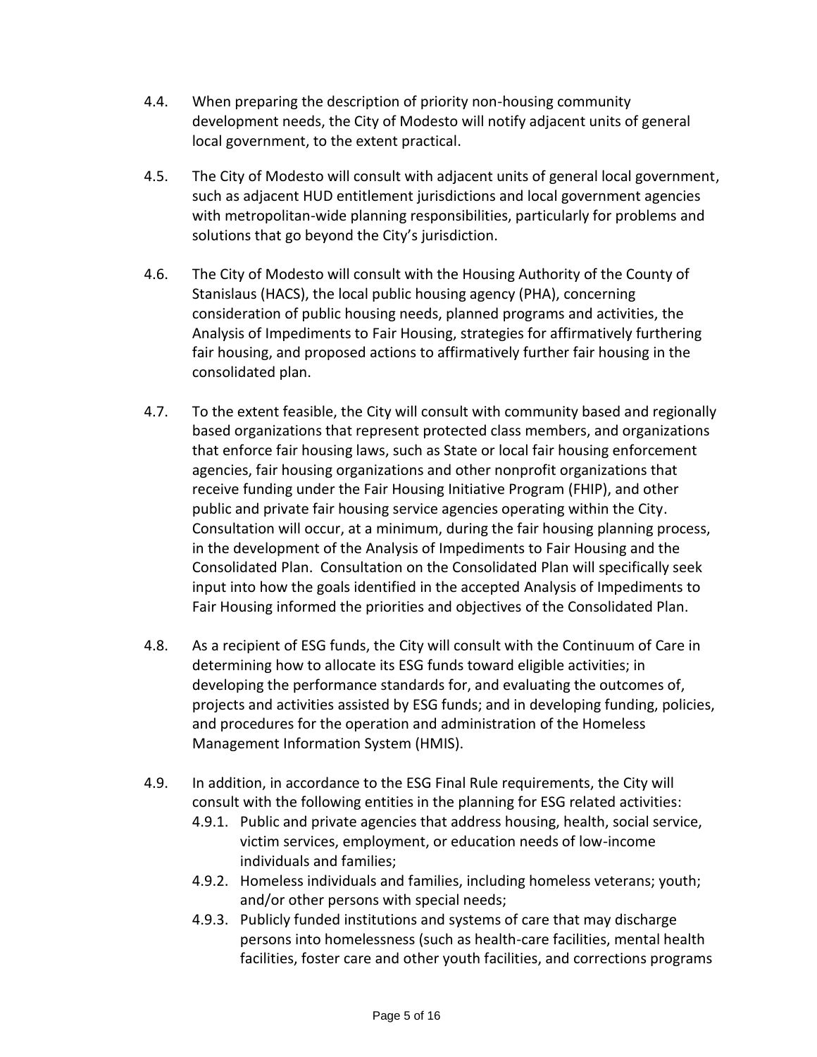4.4. When preparing the description of priority non-housing community development needs, the City of Modesto will notify adjacent units of general local government, to the extent practical.

4.5. The City of Modesto will consult with adjacent units of general local government, such as adjacent HUD entitlement jurisdictions and local government agencies with metropolitan-wide planning responsibilities, particularly for problems and solutions that go beyond the City's jurisdiction.

4.6. The City of Modesto will consult with the Housing Authority of the County of Stanislaus (HACS), the local public housing agency (PHA), concerning consideration of public housing needs, planned programs and activities, the Analysis of Impediments to Fair Housing, strategies for affirmatively furthering fair housing, and proposed actions to affirmatively further fair housing in the consolidated plan.

4.7. To the extent feasible, the City will consult with community based and regionally based organizations that represent protected class members, and organizations that enforce fair housing laws, such as State or local fair housing enforcement agencies, fair housing organizations and other nonprofit organizations that receive funding under the Fair Housing Initiative Program (FHIP), and other public and private fair housing service agencies operating within the City. Consultation will occur, at a minimum, during the fair housing planning process, in the development of the Analysis of Impediments to Fair Housing and the Consolidated Plan. Consultation on the Consolidated Plan will specifically seek input into how the goals identified in the accepted Analysis of Impediments to Fair Housing informed the priorities and objectives of the Consolidated Plan.

4.8. As a recipient of ESG funds, the City will consult with the Continuum of Care in determining how to allocate its ESG funds toward eligible activities; in developing the performance standards for, and evaluating the outcomes of, projects and activities assisted by ESG funds; and in developing funding, policies, and procedures for the operation and administration of the Homeless Management Information System (HMIS).

4.9. In addition, in accordance to the ESG Final Rule requirements, the City will consult with the following entities in the planning for ESG related activities:

- 4.9.1. Public and private agencies that address housing, health, social service, victim services, employment, or education needs of low-income individuals and families;
- 4.9.2. Homeless individuals and families, including homeless veterans; youth; and/or other persons with special needs;
- 4.9.3. Publicly funded institutions and systems of care that may discharge persons into homelessness (such as health-care facilities, mental health facilities, foster care and other youth facilities, and corrections programs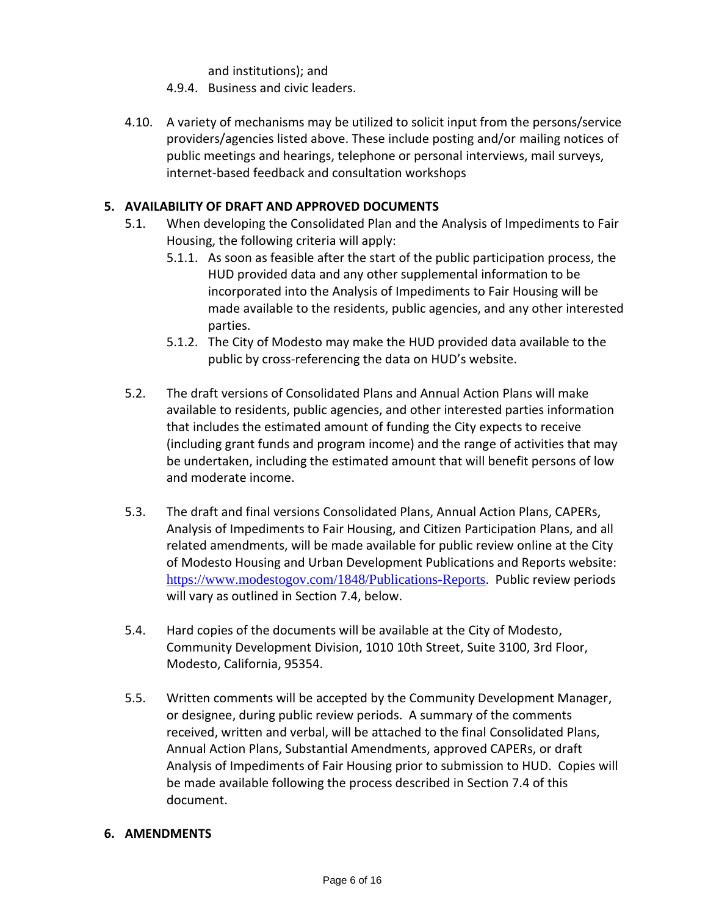and institutions); and

4.9.4. Business and civic leaders.

4.10. A variety of mechanisms may be utilized to solicit input from the persons/service providers/agencies listed above. These include posting and/or mailing notices of public meetings and hearings, telephone or personal interviews, mail surveys, internet-based feedback and consultation workshops

## 5. AVAILABILITY OF DRAFT AND APPROVED DOCUMENTS

5.1. When developing the Consolidated Plan and the Analysis of Impediments to Fair Housing, the following criteria will apply:

5.1.1. As soon as feasible after the start of the public participation process, the HUD provided data and any other supplemental information to be incorporated into the Analysis of Impediments to Fair Housing will be made available to the residents, public agencies, and any other interested parties.

5.1.2. The City of Modesto may make the HUD provided data available to the public by cross-referencing the data on HUD's website.

5.2. The draft versions of Consolidated Plans and Annual Action Plans will make available to residents, public agencies, and other interested parties information that includes the estimated amount of funding the City expects to receive (including grant funds and program income) and the range of activities that may be undertaken, including the estimated amount that will benefit persons of low and moderate income.

5.3. The draft and final versions Consolidated Plans, Annual Action Plans, CAPERs, Analysis of Impediments to Fair Housing, and Citizen Participation Plans, and all related amendments, will be made available for public review online at the City of Modesto Housing and Urban Development Publications and Reports website: https://www.modestogov.com/1848/Publications-Reports. Public review periods will vary as outlined in Section 7.4, below.

5.4. Hard copies of the documents will be available at the City of Modesto, Community Development Division, 1010 10th Street, Suite 3100, 3rd Floor, Modesto, California, 95354.

5.5. Written comments will be accepted by the Community Development Manager, or designee, during public review periods. A summary of the comments received, written and verbal, will be attached to the final Consolidated Plans, Annual Action Plans, Substantial Amendments, approved CAPERs, or draft Analysis of Impediments of Fair Housing prior to submission to HUD. Copies will be made available following the process described in Section 7.4 of this document.

## 6. AMENDMENTS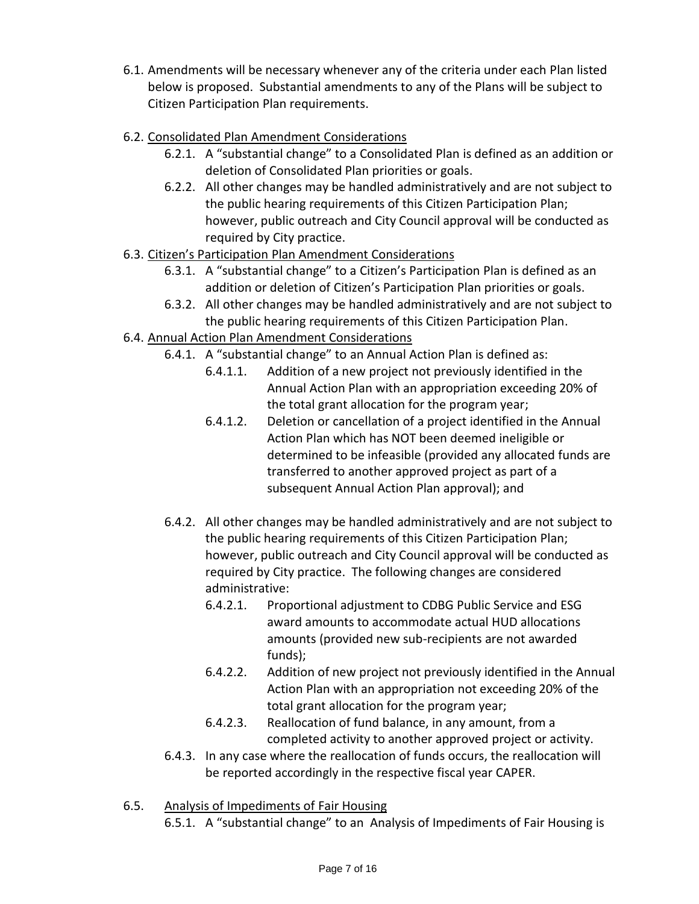6.1. Amendments will be necessary whenever any of the criteria under each Plan listed below is proposed. Substantial amendments to any of the Plans will be subject to Citizen Participation Plan requirements.

6.2. <u>Consolidated Plan Amendment Considerations</u>

   6.2.1. A "substantial change" to a Consolidated Plan is defined as an addition or deletion of Consolidated Plan priorities or goals.

   6.2.2. All other changes may be handled administratively and are not subject to the public hearing requirements of this Citizen Participation Plan; however, public outreach and City Council approval will be conducted as required by City practice.

6.3. <u>Citizen's Participation Plan Amendment Considerations</u>

   6.3.1. A "substantial change" to a Citizen's Participation Plan is defined as an addition or deletion of Citizen's Participation Plan priorities or goals.

   6.3.2. All other changes may be handled administratively and are not subject to the public hearing requirements of this Citizen Participation Plan.

6.4. <u>Annual Action Plan Amendment Considerations</u>

   6.4.1. A "substantial change" to an Annual Action Plan is defined as:

      6.4.1.1. Addition of a new project not previously identified in the Annual Action Plan with an appropriation exceeding 20% of the total grant allocation for the program year;

      6.4.1.2. Deletion or cancellation of a project identified in the Annual Action Plan which has NOT been deemed ineligible or determined to be infeasible (provided any allocated funds are transferred to another approved project as part of a subsequent Annual Action Plan approval); and

   6.4.2. All other changes may be handled administratively and are not subject to the public hearing requirements of this Citizen Participation Plan; however, public outreach and City Council approval will be conducted as required by City practice. The following changes are considered administrative:

      6.4.2.1. Proportional adjustment to CDBG Public Service and ESG award amounts to accommodate actual HUD allocations amounts (provided new sub-recipients are not awarded funds);

      6.4.2.2. Addition of new project not previously identified in the Annual Action Plan with an appropriation not exceeding 20% of the total grant allocation for the program year;

      6.4.2.3. Reallocation of fund balance, in any amount, from a completed activity to another approved project or activity.

   6.4.3. In any case where the reallocation of funds occurs, the reallocation will be reported accordingly in the respective fiscal year CAPER.

6.5. <u>Analysis of Impediments of Fair Housing</u>

   6.5.1. A "substantial change" to an Analysis of Impediments of Fair Housing is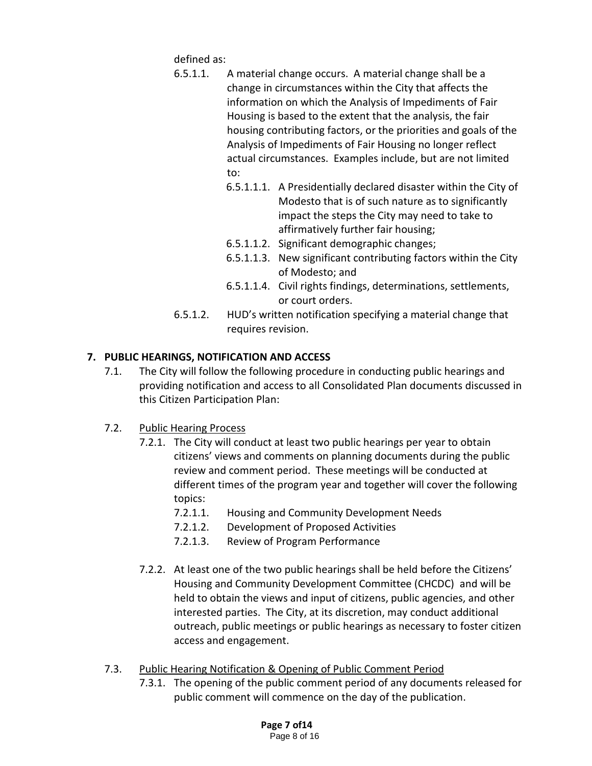defined as:

- 6.5.1.1. A material change occurs. A material change shall be a change in circumstances within the City that affects the information on which the Analysis of Impediments of Fair Housing is based to the extent that the analysis, the fair housing contributing factors, or the priorities and goals of the Analysis of Impediments of Fair Housing no longer reflect actual circumstances. Examples include, but are not limited to:
  - 6.5.1.1.1. A Presidentially declared disaster within the City of Modesto that is of such nature as to significantly impact the steps the City may need to take to affirmatively further fair housing;
  - 6.5.1.1.2. Significant demographic changes;
  - 6.5.1.1.3. New significant contributing factors within the City of Modesto; and
  - 6.5.1.1.4. Civil rights findings, determinations, settlements, or court orders.
- 6.5.1.2. HUD's written notification specifying a material change that requires revision.

## 7. PUBLIC HEARINGS, NOTIFICATION AND ACCESS

7.1. The City will follow the following procedure in conducting public hearings and providing notification and access to all Consolidated Plan documents discussed in this Citizen Participation Plan:

7.2. <u>Public Hearing Process</u>

- 7.2.1. The City will conduct at least two public hearings per year to obtain citizens' views and comments on planning documents during the public review and comment period. These meetings will be conducted at different times of the program year and together will cover the following topics:
  - 7.2.1.1. Housing and Community Development Needs
  - 7.2.1.2. Development of Proposed Activities
  - 7.2.1.3. Review of Program Performance
- 7.2.2. At least one of the two public hearings shall be held before the Citizens' Housing and Community Development Committee (CHCDC) and will be held to obtain the views and input of citizens, public agencies, and other interested parties. The City, at its discretion, may conduct additional outreach, public meetings or public hearings as necessary to foster citizen access and engagement.

7.3. <u>Public Hearing Notification & Opening of Public Comment Period</u>

- 7.3.1. The opening of the public comment period of any documents released for public comment will commence on the day of the publication.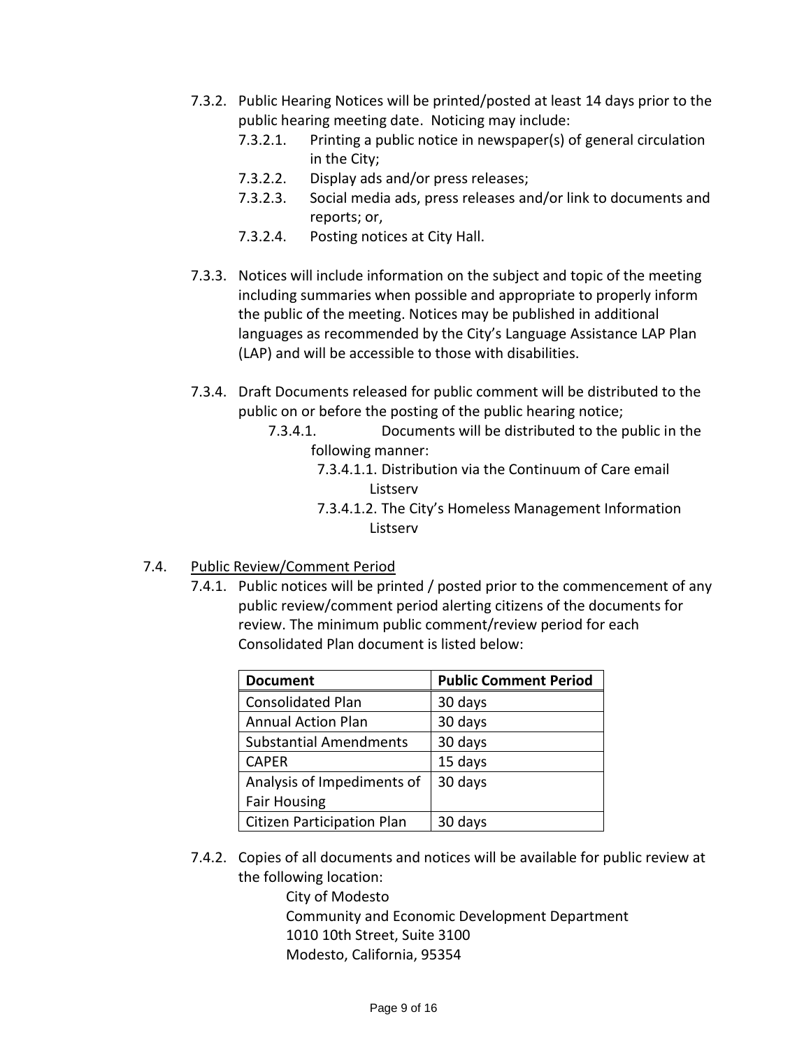7.3.2. Public Hearing Notices will be printed/posted at least 14 days prior to the public hearing meeting date. Noticing may include:

7.3.2.1. Printing a public notice in newspaper(s) of general circulation in the City;

7.3.2.2. Display ads and/or press releases;

7.3.2.3. Social media ads, press releases and/or link to documents and reports; or,

7.3.2.4. Posting notices at City Hall.

7.3.3. Notices will include information on the subject and topic of the meeting including summaries when possible and appropriate to properly inform the public of the meeting. Notices may be published in additional languages as recommended by the City's Language Assistance LAP Plan (LAP) and will be accessible to those with disabilities.

7.3.4. Draft Documents released for public comment will be distributed to the public on or before the posting of the public hearing notice;

7.3.4.1. Documents will be distributed to the public in the following manner:

7.3.4.1.1. Distribution via the Continuum of Care email Listserv

7.3.4.1.2. The City's Homeless Management Information Listserv

7.4. <u>Public Review/Comment Period</u>

7.4.1. Public notices will be printed / posted prior to the commencement of any public review/comment period alerting citizens of the documents for review. The minimum public comment/review period for each Consolidated Plan document is listed below:

| Document | Public Comment Period |
| --- | --- |
| Consolidated Plan | 30 days |
| Annual Action Plan | 30 days |
| Substantial Amendments | 30 days |
| CAPER | 15 days |
| Analysis of Impediments of Fair Housing | 30 days |
| Citizen Participation Plan | 30 days |

7.4.2. Copies of all documents and notices will be available for public review at the following location:

City of Modesto
Community and Economic Development Department
1010 10th Street, Suite 3100
Modesto, California, 95354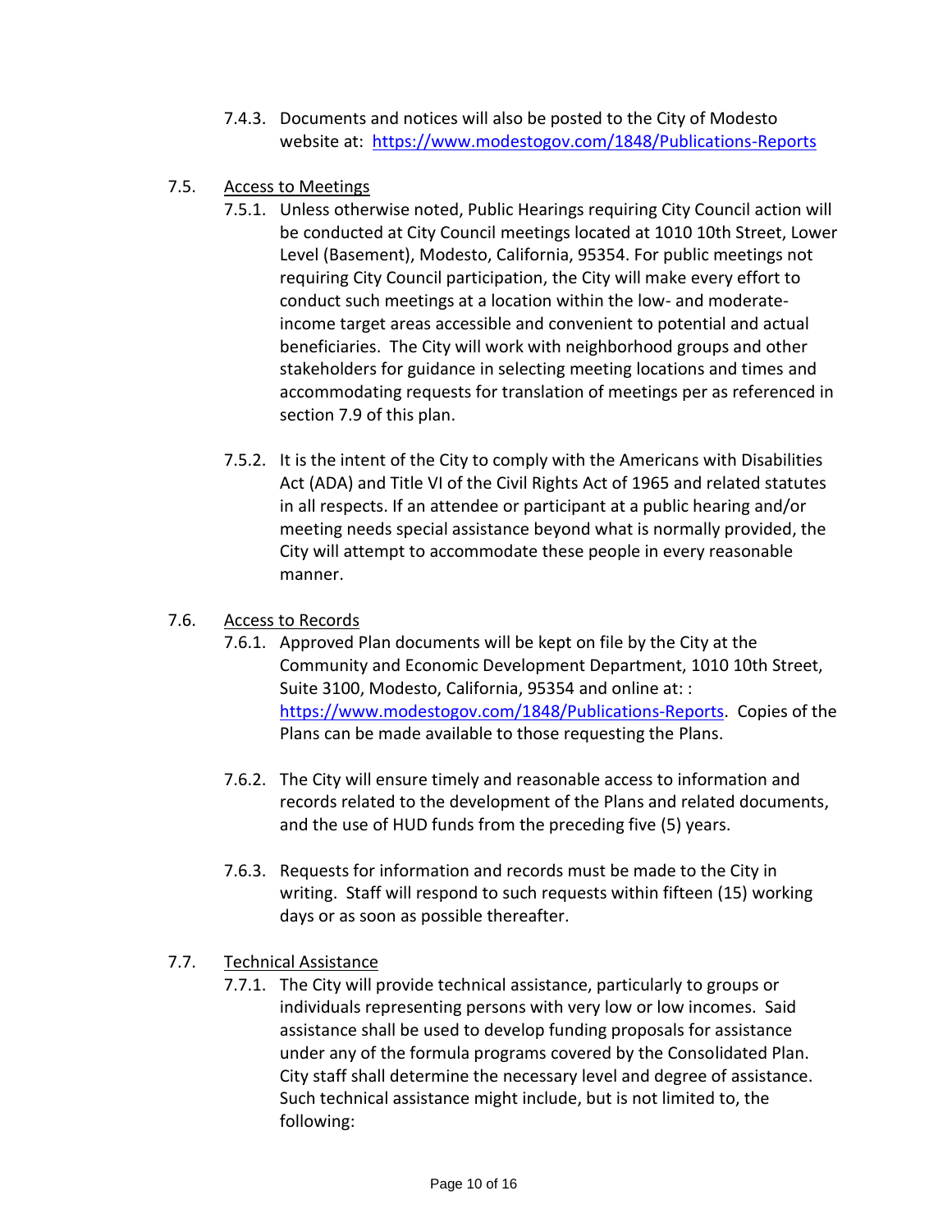7.4.3. Documents and notices will also be posted to the City of Modesto website at: https://www.modestogov.com/1848/Publications-Reports

7.5. <u>Access to Meetings</u>

7.5.1. Unless otherwise noted, Public Hearings requiring City Council action will be conducted at City Council meetings located at 1010 10th Street, Lower Level (Basement), Modesto, California, 95354. For public meetings not requiring City Council participation, the City will make every effort to conduct such meetings at a location within the low- and moderate-income target areas accessible and convenient to potential and actual beneficiaries. The City will work with neighborhood groups and other stakeholders for guidance in selecting meeting locations and times and accommodating requests for translation of meetings per as referenced in section 7.9 of this plan.

7.5.2. It is the intent of the City to comply with the Americans with Disabilities Act (ADA) and Title VI of the Civil Rights Act of 1965 and related statutes in all respects. If an attendee or participant at a public hearing and/or meeting needs special assistance beyond what is normally provided, the City will attempt to accommodate these people in every reasonable manner.

7.6. <u>Access to Records</u>

7.6.1. Approved Plan documents will be kept on file by the City at the Community and Economic Development Department, 1010 10th Street, Suite 3100, Modesto, California, 95354 and online at: : https://www.modestogov.com/1848/Publications-Reports. Copies of the Plans can be made available to those requesting the Plans.

7.6.2. The City will ensure timely and reasonable access to information and records related to the development of the Plans and related documents, and the use of HUD funds from the preceding five (5) years.

7.6.3. Requests for information and records must be made to the City in writing. Staff will respond to such requests within fifteen (15) working days or as soon as possible thereafter.

7.7. <u>Technical Assistance</u>

7.7.1. The City will provide technical assistance, particularly to groups or individuals representing persons with very low or low incomes. Said assistance shall be used to develop funding proposals for assistance under any of the formula programs covered by the Consolidated Plan. City staff shall determine the necessary level and degree of assistance. Such technical assistance might include, but is not limited to, the following: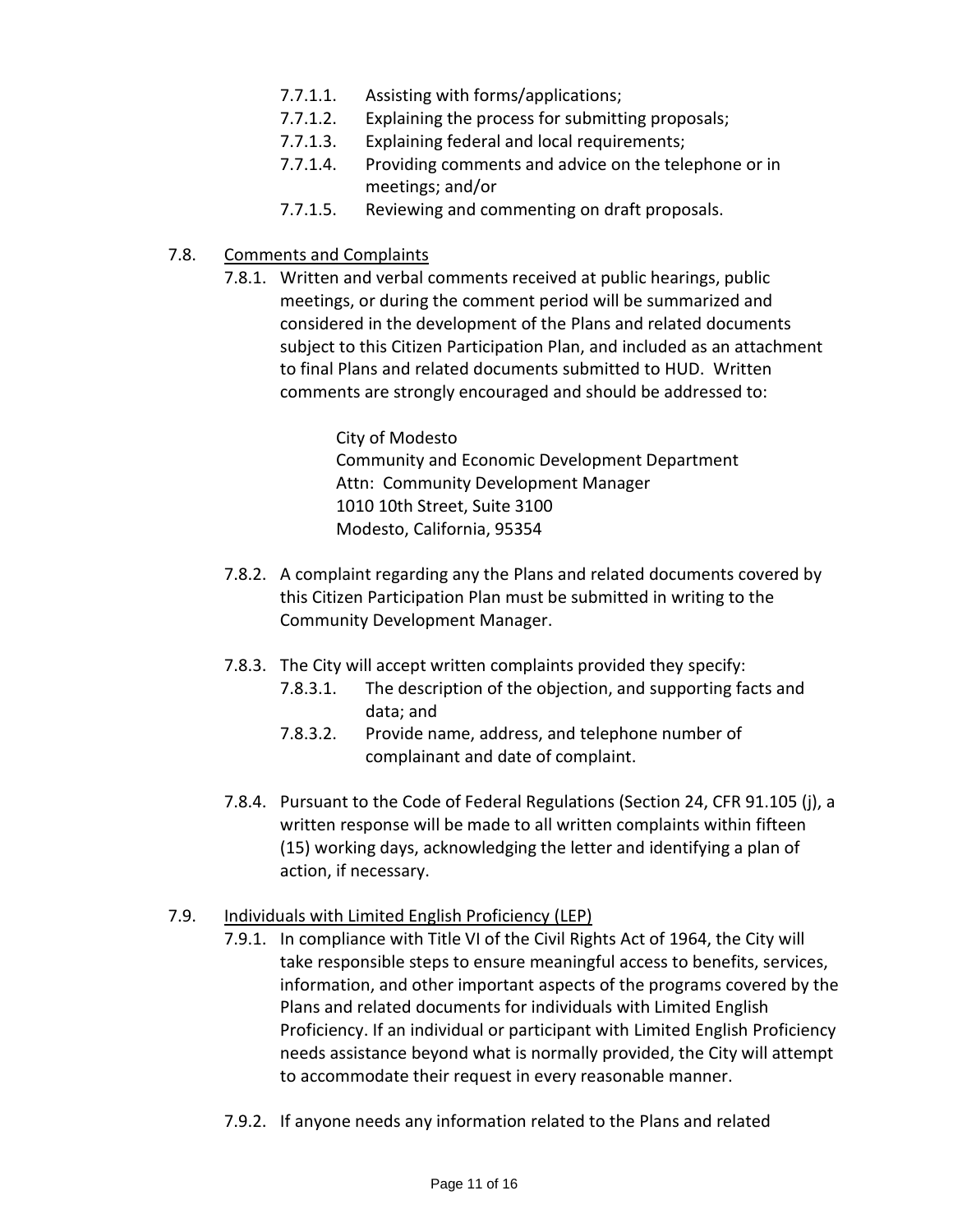- 7.7.1.1. Assisting with forms/applications;
- 7.7.1.2. Explaining the process for submitting proposals;
- 7.7.1.3. Explaining federal and local requirements;
- 7.7.1.4. Providing comments and advice on the telephone or in meetings; and/or
- 7.7.1.5. Reviewing and commenting on draft proposals.

7.8. <u>Comments and Complaints</u>

7.8.1. Written and verbal comments received at public hearings, public meetings, or during the comment period will be summarized and considered in the development of the Plans and related documents subject to this Citizen Participation Plan, and included as an attachment to final Plans and related documents submitted to HUD. Written comments are strongly encouraged and should be addressed to:

> City of Modesto
> Community and Economic Development Department
> Attn: Community Development Manager
> 1010 10th Street, Suite 3100
> Modesto, California, 95354

7.8.2. A complaint regarding any the Plans and related documents covered by this Citizen Participation Plan must be submitted in writing to the Community Development Manager.

7.8.3. The City will accept written complaints provided they specify:

- 7.8.3.1. The description of the objection, and supporting facts and data; and
- 7.8.3.2. Provide name, address, and telephone number of complainant and date of complaint.

7.8.4. Pursuant to the Code of Federal Regulations (Section 24, CFR 91.105 (j), a written response will be made to all written complaints within fifteen (15) working days, acknowledging the letter and identifying a plan of action, if necessary.

7.9. <u>Individuals with Limited English Proficiency (LEP)</u>

7.9.1. In compliance with Title VI of the Civil Rights Act of 1964, the City will take responsible steps to ensure meaningful access to benefits, services, information, and other important aspects of the programs covered by the Plans and related documents for individuals with Limited English Proficiency. If an individual or participant with Limited English Proficiency needs assistance beyond what is normally provided, the City will attempt to accommodate their request in every reasonable manner.

7.9.2. If anyone needs any information related to the Plans and related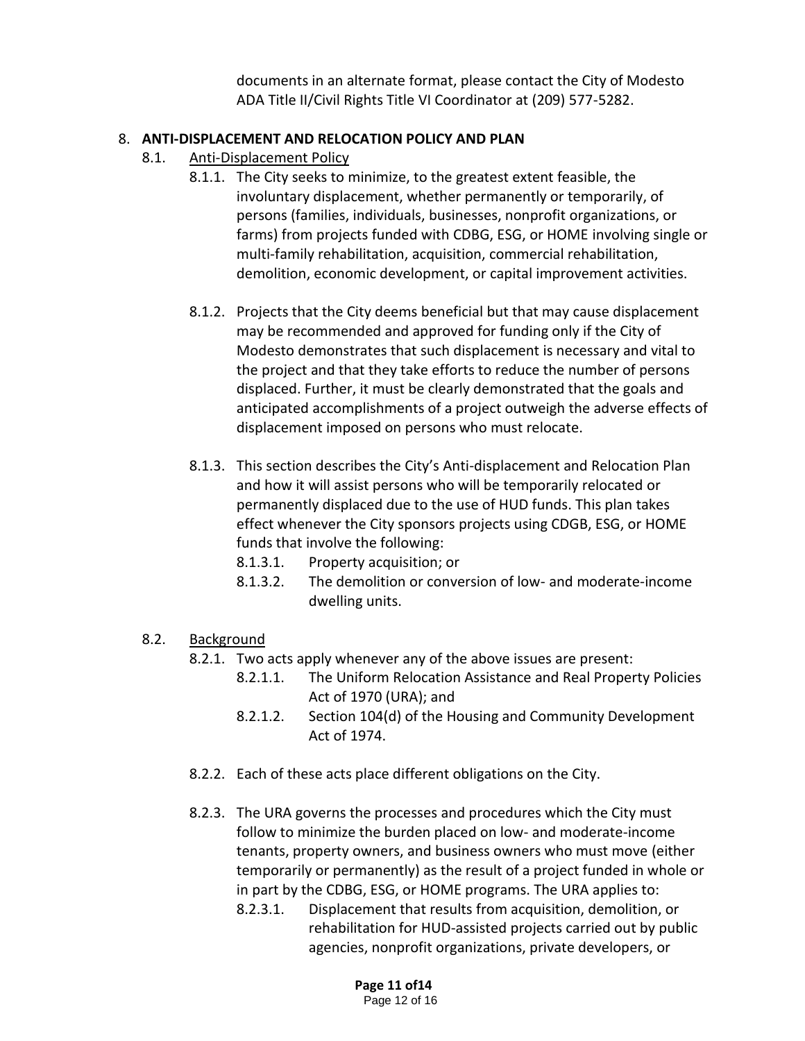documents in an alternate format, please contact the City of Modesto ADA Title II/Civil Rights Title VI Coordinator at (209) 577-5282.

8. **ANTI-DISPLACEMENT AND RELOCATION POLICY AND PLAN**

   8.1. Anti-Displacement Policy

      8.1.1. The City seeks to minimize, to the greatest extent feasible, the involuntary displacement, whether permanently or temporarily, of persons (families, individuals, businesses, nonprofit organizations, or farms) from projects funded with CDBG, ESG, or HOME involving single or multi-family rehabilitation, acquisition, commercial rehabilitation, demolition, economic development, or capital improvement activities.

      8.1.2. Projects that the City deems beneficial but that may cause displacement may be recommended and approved for funding only if the City of Modesto demonstrates that such displacement is necessary and vital to the project and that they take efforts to reduce the number of persons displaced. Further, it must be clearly demonstrated that the goals and anticipated accomplishments of a project outweigh the adverse effects of displacement imposed on persons who must relocate.

      8.1.3. This section describes the City's Anti-displacement and Relocation Plan and how it will assist persons who will be temporarily relocated or permanently displaced due to the use of HUD funds. This plan takes effect whenever the City sponsors projects using CDGB, ESG, or HOME funds that involve the following:

         8.1.3.1. Property acquisition; or

         8.1.3.2. The demolition or conversion of low- and moderate-income dwelling units.

   8.2. Background

      8.2.1. Two acts apply whenever any of the above issues are present:

         8.2.1.1. The Uniform Relocation Assistance and Real Property Policies Act of 1970 (URA); and

         8.2.1.2. Section 104(d) of the Housing and Community Development Act of 1974.

      8.2.2. Each of these acts place different obligations on the City.

      8.2.3. The URA governs the processes and procedures which the City must follow to minimize the burden placed on low- and moderate-income tenants, property owners, and business owners who must move (either temporarily or permanently) as the result of a project funded in whole or in part by the CDBG, ESG, or HOME programs. The URA applies to:

         8.2.3.1. Displacement that results from acquisition, demolition, or rehabilitation for HUD-assisted projects carried out by public agencies, nonprofit organizations, private developers, or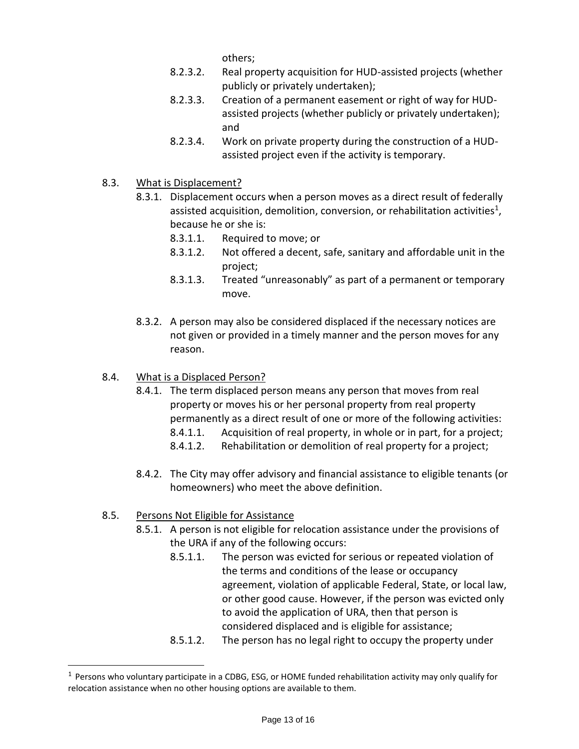others;

- 8.2.3.2. Real property acquisition for HUD-assisted projects (whether publicly or privately undertaken);
- 8.2.3.3. Creation of a permanent easement or right of way for HUD-assisted projects (whether publicly or privately undertaken); and
- 8.2.3.4. Work on private property during the construction of a HUD-assisted project even if the activity is temporary.

8.3. <u>What is Displacement?</u>

- 8.3.1. Displacement occurs when a person moves as a direct result of federally assisted acquisition, demolition, conversion, or rehabilitation activities[1], because he or she is:
  - 8.3.1.1. Required to move; or
  - 8.3.1.2. Not offered a decent, safe, sanitary and affordable unit in the project;
  - 8.3.1.3. Treated "unreasonably" as part of a permanent or temporary move.
- 8.3.2. A person may also be considered displaced if the necessary notices are not given or provided in a timely manner and the person moves for any reason.

8.4. <u>What is a Displaced Person?</u>

- 8.4.1. The term displaced person means any person that moves from real property or moves his or her personal property from real property permanently as a direct result of one or more of the following activities:
  - 8.4.1.1. Acquisition of real property, in whole or in part, for a project;
  - 8.4.1.2. Rehabilitation or demolition of real property for a project;
- 8.4.2. The City may offer advisory and financial assistance to eligible tenants (or homeowners) who meet the above definition.

8.5. <u>Persons Not Eligible for Assistance</u>

- 8.5.1. A person is not eligible for relocation assistance under the provisions of the URA if any of the following occurs:
  - 8.5.1.1. The person was evicted for serious or repeated violation of the terms and conditions of the lease or occupancy agreement, violation of applicable Federal, State, or local law, or other good cause. However, if the person was evicted only to avoid the application of URA, then that person is considered displaced and is eligible for assistance;
  - 8.5.1.2. The person has no legal right to occupy the property under

---

[1] Persons who voluntary participate in a CDBG, ESG, or HOME funded rehabilitation activity may only qualify for relocation assistance when no other housing options are available to them.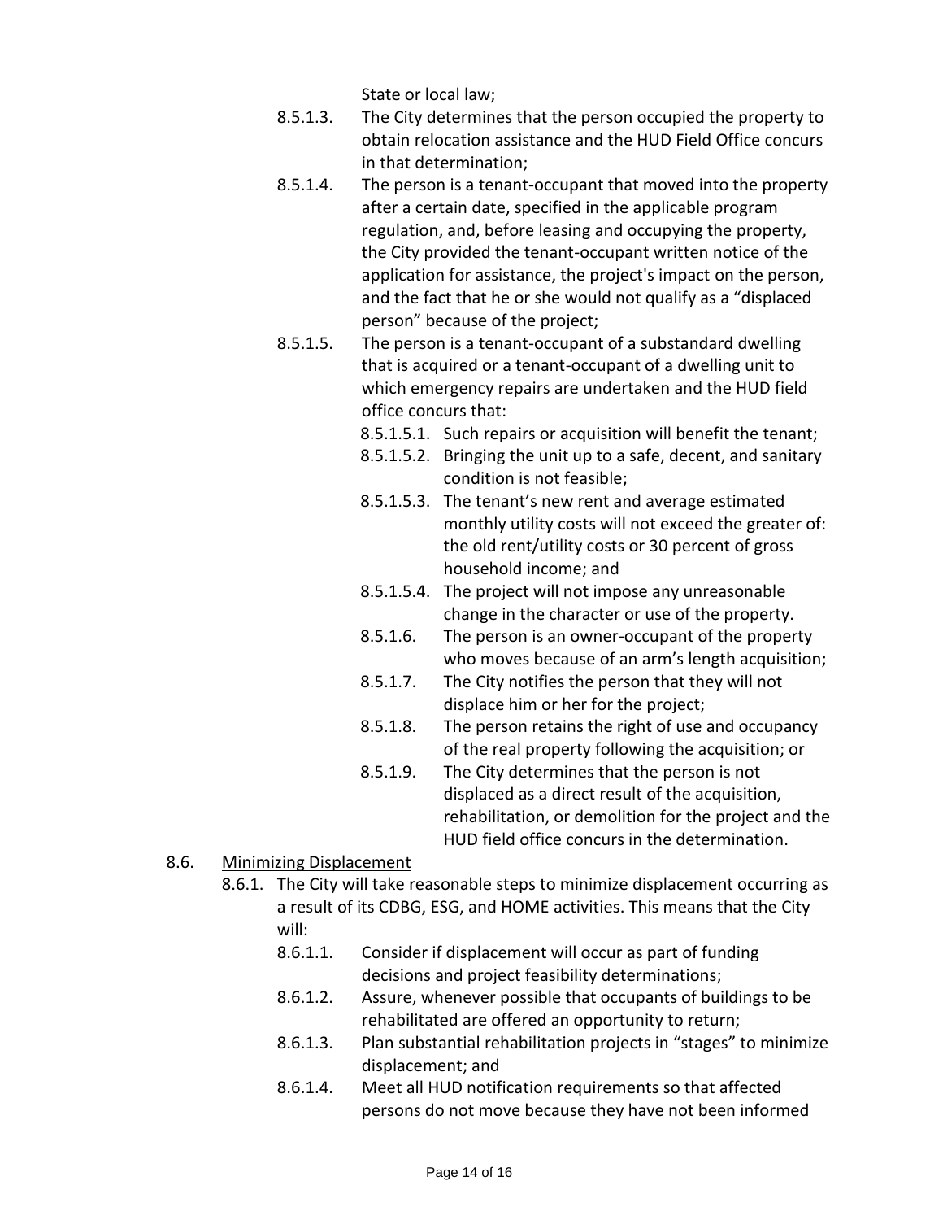State or local law;

- 8.5.1.3. The City determines that the person occupied the property to obtain relocation assistance and the HUD Field Office concurs in that determination;
- 8.5.1.4. The person is a tenant-occupant that moved into the property after a certain date, specified in the applicable program regulation, and, before leasing and occupying the property, the City provided the tenant-occupant written notice of the application for assistance, the project's impact on the person, and the fact that he or she would not qualify as a "displaced person" because of the project;
- 8.5.1.5. The person is a tenant-occupant of a substandard dwelling that is acquired or a tenant-occupant of a dwelling unit to which emergency repairs are undertaken and the HUD field office concurs that:
  - 8.5.1.5.1. Such repairs or acquisition will benefit the tenant;
  - 8.5.1.5.2. Bringing the unit up to a safe, decent, and sanitary condition is not feasible;
  - 8.5.1.5.3. The tenant's new rent and average estimated monthly utility costs will not exceed the greater of: the old rent/utility costs or 30 percent of gross household income; and
  - 8.5.1.5.4. The project will not impose any unreasonable change in the character or use of the property.
  - 8.5.1.6. The person is an owner-occupant of the property who moves because of an arm's length acquisition;
  - 8.5.1.7. The City notifies the person that they will not displace him or her for the project;
  - 8.5.1.8. The person retains the right of use and occupancy of the real property following the acquisition; or
  - 8.5.1.9. The City determines that the person is not displaced as a direct result of the acquisition, rehabilitation, or demolition for the project and the HUD field office concurs in the determination.

8.6. <u>Minimizing Displacement</u>

- 8.6.1. The City will take reasonable steps to minimize displacement occurring as a result of its CDBG, ESG, and HOME activities. This means that the City will:
  - 8.6.1.1. Consider if displacement will occur as part of funding decisions and project feasibility determinations;
  - 8.6.1.2. Assure, whenever possible that occupants of buildings to be rehabilitated are offered an opportunity to return;
  - 8.6.1.3. Plan substantial rehabilitation projects in "stages" to minimize displacement; and
  - 8.6.1.4. Meet all HUD notification requirements so that affected persons do not move because they have not been informed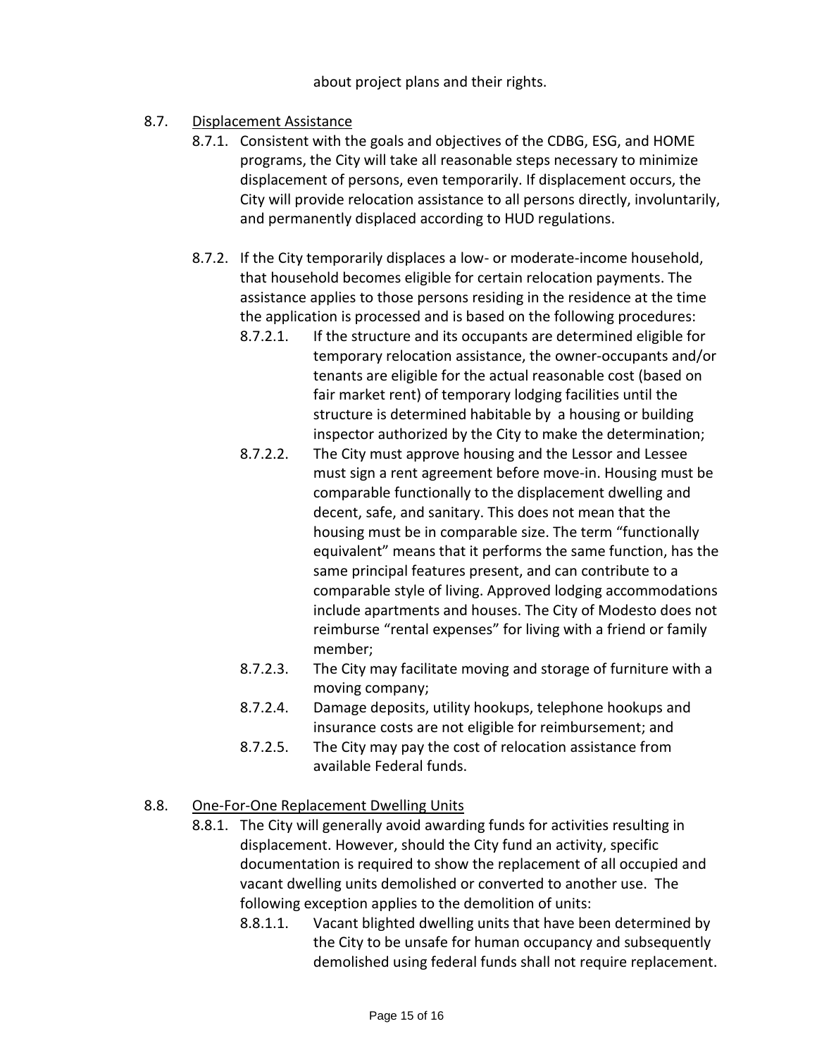about project plans and their rights.

8.7. <u>Displacement Assistance</u>

8.7.1. Consistent with the goals and objectives of the CDBG, ESG, and HOME programs, the City will take all reasonable steps necessary to minimize displacement of persons, even temporarily. If displacement occurs, the City will provide relocation assistance to all persons directly, involuntarily, and permanently displaced according to HUD regulations.

8.7.2. If the City temporarily displaces a low- or moderate-income household, that household becomes eligible for certain relocation payments. The assistance applies to those persons residing in the residence at the time the application is processed and is based on the following procedures:

8.7.2.1. If the structure and its occupants are determined eligible for temporary relocation assistance, the owner-occupants and/or tenants are eligible for the actual reasonable cost (based on fair market rent) of temporary lodging facilities until the structure is determined habitable by a housing or building inspector authorized by the City to make the determination;

8.7.2.2. The City must approve housing and the Lessor and Lessee must sign a rent agreement before move-in. Housing must be comparable functionally to the displacement dwelling and decent, safe, and sanitary. This does not mean that the housing must be in comparable size. The term "functionally equivalent" means that it performs the same function, has the same principal features present, and can contribute to a comparable style of living. Approved lodging accommodations include apartments and houses. The City of Modesto does not reimburse "rental expenses" for living with a friend or family member;

8.7.2.3. The City may facilitate moving and storage of furniture with a moving company;

8.7.2.4. Damage deposits, utility hookups, telephone hookups and insurance costs are not eligible for reimbursement; and

8.7.2.5. The City may pay the cost of relocation assistance from available Federal funds.

8.8. <u>One-For-One Replacement Dwelling Units</u>

8.8.1. The City will generally avoid awarding funds for activities resulting in displacement. However, should the City fund an activity, specific documentation is required to show the replacement of all occupied and vacant dwelling units demolished or converted to another use. The following exception applies to the demolition of units:

8.8.1.1. Vacant blighted dwelling units that have been determined by the City to be unsafe for human occupancy and subsequently demolished using federal funds shall not require replacement.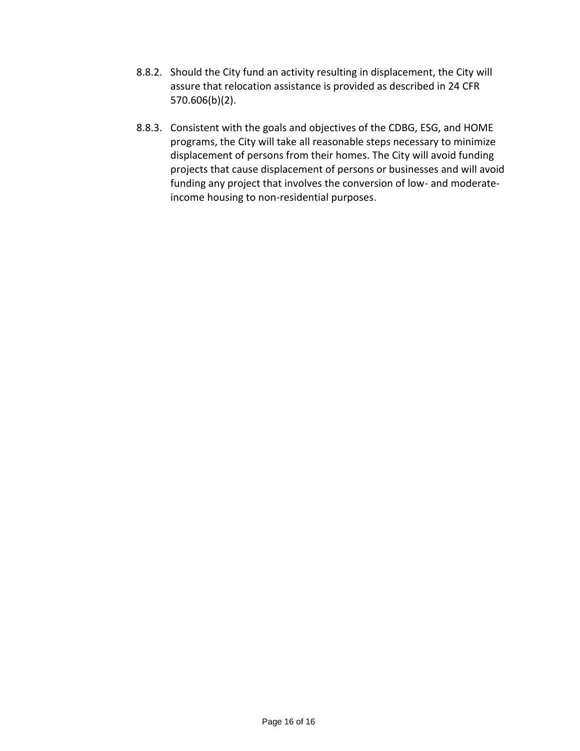8.8.2. Should the City fund an activity resulting in displacement, the City will assure that relocation assistance is provided as described in 24 CFR 570.606(b)(2).

8.8.3. Consistent with the goals and objectives of the CDBG, ESG, and HOME programs, the City will take all reasonable steps necessary to minimize displacement of persons from their homes. The City will avoid funding projects that cause displacement of persons or businesses and will avoid funding any project that involves the conversion of low- and moderate-income housing to non-residential purposes.